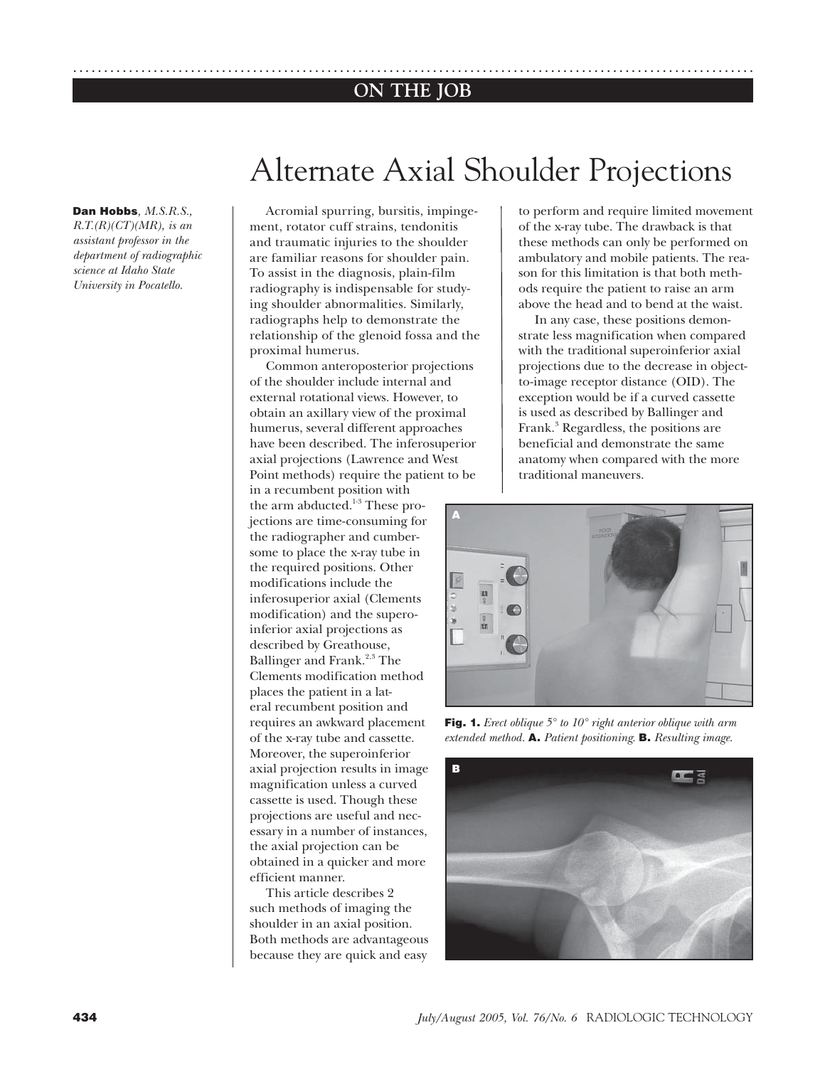ON THE JOB

# Alternate Axial Shoulder Projections

**Dan Hobbs**, *M.S.R.S., R.T.(R)(CT)(MR), is an assistant professor in the department of radiographic science at Idaho State University in Pocatello.*

Acromial spurring, bursitis, impingement, rotator cuff strains, tendonitis and traumatic injuries to the shoulder are familiar reasons for shoulder pain. To assist in the diagnosis, plain-film radiography is indispensable for studying shoulder abnormalities. Similarly, radiographs help to demonstrate the relationship of the glenoid fossa and the proximal humerus.

Common anteroposterior projections of the shoulder include internal and external rotational views. However, to obtain an axillary view of the proximal humerus, several different approaches have been described. The inferosuperior axial projections (Lawrence and West Point methods) require the patient to be in a recumbent position with the arm abducted.[1-3] These projections are time-consuming for the radiographer and cumbersome to place the x-ray tube in the required positions. Other modifications include the inferosuperior axial (Clements modification) and the superoinferior axial projections as described by Greathouse, Ballinger and Frank.[2,3] The Clements modification method places the patient in a lateral recumbent position and requires an awkward placement of the x-ray tube and cassette. Moreover, the superoinferior axial projection results in image magnification unless a curved cassette is used. Though these projections are useful and necessary in a number of instances, the axial projection can be obtained in a quicker and more efficient manner.

This article describes 2 such methods of imaging the shoulder in an axial position. Both methods are advantageous because they are quick and easy to perform and require limited movement of the x-ray tube. The drawback is that these methods can only be performed on ambulatory and mobile patients. The reason for this limitation is that both methods require the patient to raise an arm above the head and to bend at the waist.

In any case, these positions demonstrate less magnification when compared with the traditional superoinferior axial projections due to the decrease in object-to-image receptor distance (OID). The exception would be if a curved cassette is used as described by Ballinger and Frank.[3] Regardless, the positions are beneficial and demonstrate the same anatomy when compared with the more traditional maneuvers.

**Fig. 1.** *Erect oblique 5° to 10° right anterior oblique with arm extended method.* **A.** *Patient positioning.* **B.** *Resulting image.*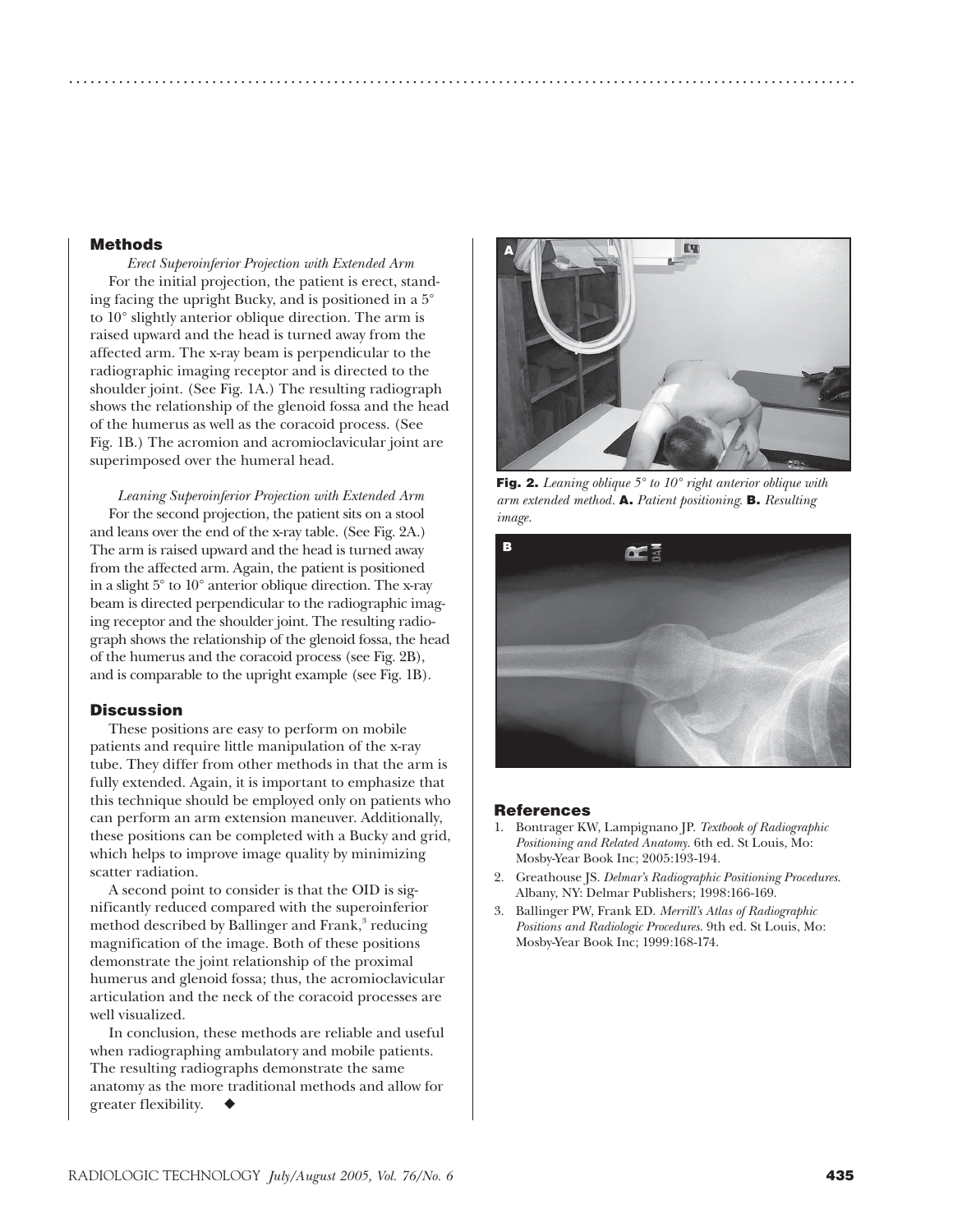## Methods

*Erect Superoinferior Projection with Extended Arm*

For the initial projection, the patient is erect, standing facing the upright Bucky, and is positioned in a 5° to 10° slightly anterior oblique direction. The arm is raised upward and the head is turned away from the affected arm. The x-ray beam is perpendicular to the radiographic imaging receptor and is directed to the shoulder joint. (See Fig. 1A.) The resulting radiograph shows the relationship of the glenoid fossa and the head of the humerus as well as the coracoid process. (See Fig. 1B.) The acromion and acromioclavicular joint are superimposed over the humeral head.

*Leaning Superoinferior Projection with Extended Arm*

For the second projection, the patient sits on a stool and leans over the end of the x-ray table. (See Fig. 2A.) The arm is raised upward and the head is turned away from the affected arm. Again, the patient is positioned in a slight 5° to 10° anterior oblique direction. The x-ray beam is directed perpendicular to the radiographic imaging receptor and the shoulder joint. The resulting radiograph shows the relationship of the glenoid fossa, the head of the humerus and the coracoid process (see Fig. 2B), and is comparable to the upright example (see Fig. 1B).

## Discussion

These positions are easy to perform on mobile patients and require little manipulation of the x-ray tube. They differ from other methods in that the arm is fully extended. Again, it is important to emphasize that this technique should be employed only on patients who can perform an arm extension maneuver. Additionally, these positions can be completed with a Bucky and grid, which helps to improve image quality by minimizing scatter radiation.

A second point to consider is that the OID is significantly reduced compared with the superoinferior method described by Ballinger and Frank,[3] reducing magnification of the image. Both of these positions demonstrate the joint relationship of the proximal humerus and glenoid fossa; thus, the acromioclavicular articulation and the neck of the coracoid processes are well visualized.

In conclusion, these methods are reliable and useful when radiographing ambulatory and mobile patients. The resulting radiographs demonstrate the same anatomy as the more traditional methods and allow for greater flexibility. ◆

**Fig. 2.** *Leaning oblique 5° to 10° right anterior oblique with arm extended method.* **A.** *Patient positioning.* **B.** *Resulting image.*

## References

1. Bontrager KW, Lampignano JP. *Textbook of Radiographic Positioning and Related Anatomy.* 6th ed. St Louis, Mo: Mosby-Year Book Inc; 2005:193-194.
2. Greathouse JS. *Delmar's Radiographic Positioning Procedures.* Albany, NY: Delmar Publishers; 1998:166-169.
3. Ballinger PW, Frank ED. *Merrill's Atlas of Radiographic Positions and Radiologic Procedures.* 9th ed. St Louis, Mo: Mosby-Year Book Inc; 1999:168-174.